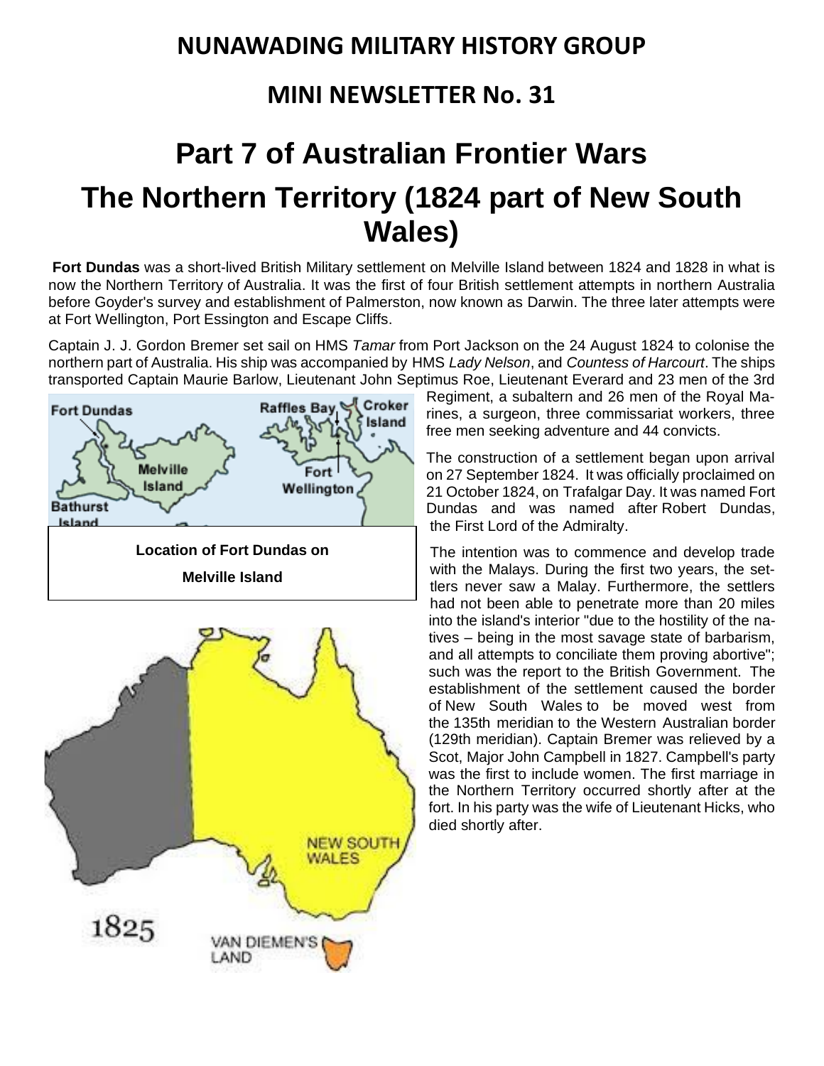# NUNAWADING MILITARY HISTORY GROUP

## MINI NEWSLETTER No. 31

# Part 7 of Australian Frontier Wars

# The Northern Territory (1824 part of New South Wales)

**Fort Dundas** was a short-lived British Military settlement on Melville Island between 1824 and 1828 in what is now the Northern Territory of Australia. It was the first of four British settlement attempts in northern Australia before Goyder's survey and establishment of Palmerston, now known as Darwin. The three later attempts were at Fort Wellington, Port Essington and Escape Cliffs.

Captain J. J. Gordon Bremer set sail on HMS *Tamar* from Port Jackson on the 24 August 1824 to colonise the northern part of Australia. His ship was accompanied by HMS *Lady Nelson*, and *Countess of Harcourt*. The ships transported Captain Maurie Barlow, Lieutenant John Septimus Roe, Lieutenant Everard and 23 men of the 3rd Regiment, a subaltern and 26 men of the Royal Marines, a surgeon, three commissariat workers, three free men seeking adventure and 44 convicts.

**Location of Fort Dundas on Melville Island**

The construction of a settlement began upon arrival on 27 September 1824. It was officially proclaimed on 21 October 1824, on Trafalgar Day. It was named Fort Dundas and was named after Robert Dundas, the First Lord of the Admiralty.

The intention was to commence and develop trade with the Malays. During the first two years, the settlers never saw a Malay. Furthermore, the settlers had not been able to penetrate more than 20 miles into the island's interior "due to the hostility of the natives – being in the most savage state of barbarism, and all attempts to conciliate them proving abortive"; such was the report to the British Government. The establishment of the settlement caused the border of New South Wales to be moved west from the 135th meridian to the Western Australian border (129th meridian). Captain Bremer was relieved by a Scot, Major John Campbell in 1827. Campbell's party was the first to include women. The first marriage in the Northern Territory occurred shortly after at the fort. In his party was the wife of Lieutenant Hicks, who died shortly after.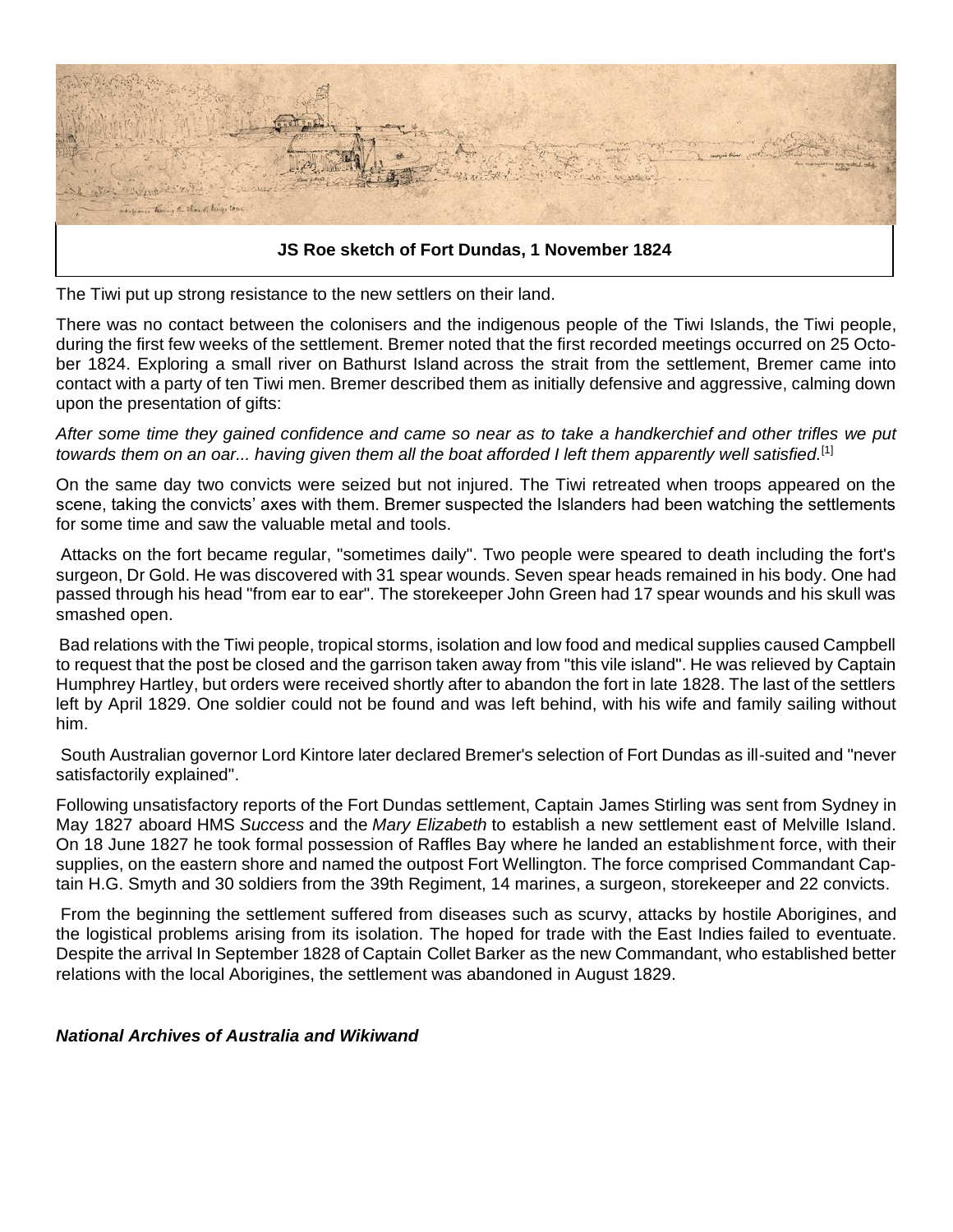**JS Roe sketch of Fort Dundas, 1 November 1824**

The Tiwi put up strong resistance to the new settlers on their land.

There was no contact between the colonisers and the indigenous people of the Tiwi Islands, the Tiwi people, during the first few weeks of the settlement. Bremer noted that the first recorded meetings occurred on 25 October 1824. Exploring a small river on Bathurst Island across the strait from the settlement, Bremer came into contact with a party of ten Tiwi men. Bremer described them as initially defensive and aggressive, calming down upon the presentation of gifts:

*After some time they gained confidence and came so near as to take a handkerchief and other trifles we put towards them on an oar... having given them all the boat afforded I left them apparently well satisfied.*[1]

On the same day two convicts were seized but not injured. The Tiwi retreated when troops appeared on the scene, taking the convicts' axes with them. Bremer suspected the Islanders had been watching the settlements for some time and saw the valuable metal and tools.

Attacks on the fort became regular, "sometimes daily". Two people were speared to death including the fort's surgeon, Dr Gold. He was discovered with 31 spear wounds. Seven spear heads remained in his body. One had passed through his head "from ear to ear". The storekeeper John Green had 17 spear wounds and his skull was smashed open.

Bad relations with the Tiwi people, tropical storms, isolation and low food and medical supplies caused Campbell to request that the post be closed and the garrison taken away from "this vile island". He was relieved by Captain Humphrey Hartley, but orders were received shortly after to abandon the fort in late 1828. The last of the settlers left by April 1829. One soldier could not be found and was left behind, with his wife and family sailing without him.

South Australian governor Lord Kintore later declared Bremer's selection of Fort Dundas as ill-suited and "never satisfactorily explained".

Following unsatisfactory reports of the Fort Dundas settlement, Captain James Stirling was sent from Sydney in May 1827 aboard HMS *Success* and the *Mary Elizabeth* to establish a new settlement east of Melville Island. On 18 June 1827 he took formal possession of Raffles Bay where he landed an establishment force, with their supplies, on the eastern shore and named the outpost Fort Wellington. The force comprised Commandant Captain H.G. Smyth and 30 soldiers from the 39th Regiment, 14 marines, a surgeon, storekeeper and 22 convicts.

From the beginning the settlement suffered from diseases such as scurvy, attacks by hostile Aborigines, and the logistical problems arising from its isolation. The hoped for trade with the East Indies failed to eventuate. Despite the arrival In September 1828 of Captain Collet Barker as the new Commandant, who established better relations with the local Aborigines, the settlement was abandoned in August 1829.

***National Archives of Australia and Wikiwand***